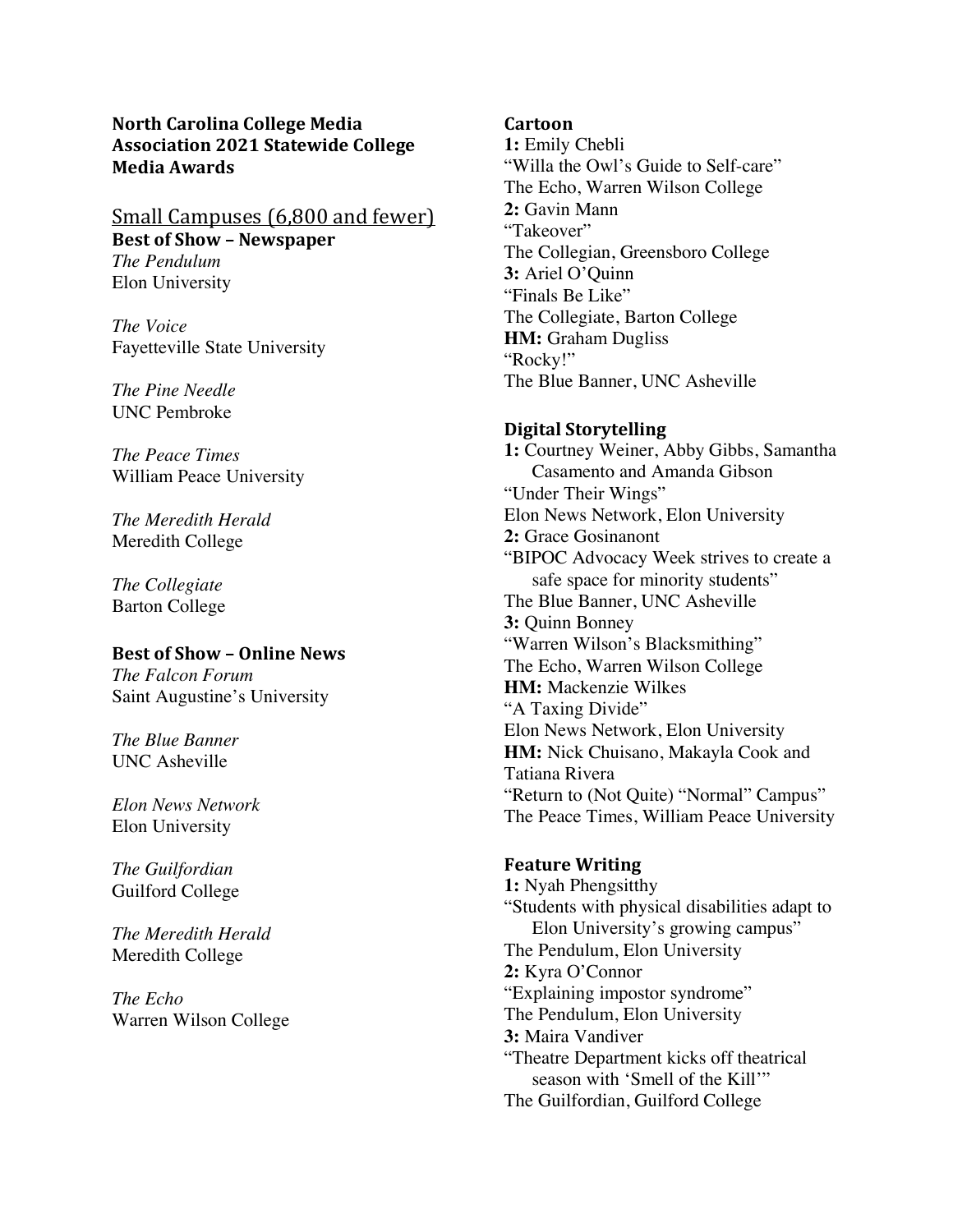**North Carolina College Media Association 2021 Statewide College Media Awards**

Small Campuses (6,800 and fewer)

**Best of Show – Newspaper**

*The Pendulum*
Elon University

*The Voice*
Fayetteville State University

*The Pine Needle*
UNC Pembroke

*The Peace Times*
William Peace University

*The Meredith Herald*
Meredith College

*The Collegiate*
Barton College

**Best of Show – Online News**

*The Falcon Forum*
Saint Augustine's University

*The Blue Banner*
UNC Asheville

*Elon News Network*
Elon University

*The Guilfordian*
Guilford College

*The Meredith Herald*
Meredith College

*The Echo*
Warren Wilson College

**Cartoon**

**1:** Emily Chebli
"Willa the Owl's Guide to Self-care"
The Echo, Warren Wilson College
**2:** Gavin Mann
"Takeover"
The Collegian, Greensboro College
**3:** Ariel O'Quinn
"Finals Be Like"
The Collegiate, Barton College
**HM:** Graham Dugliss
"Rocky!"
The Blue Banner, UNC Asheville

**Digital Storytelling**

**1:** Courtney Weiner, Abby Gibbs, Samantha Casamento and Amanda Gibson
"Under Their Wings"
Elon News Network, Elon University
**2:** Grace Gosinanont
"BIPOC Advocacy Week strives to create a safe space for minority students"
The Blue Banner, UNC Asheville
**3:** Quinn Bonney
"Warren Wilson's Blacksmithing"
The Echo, Warren Wilson College
**HM:** Mackenzie Wilkes
"A Taxing Divide"
Elon News Network, Elon University
**HM:** Nick Chuisano, Makayla Cook and Tatiana Rivera
"Return to (Not Quite) "Normal" Campus"
The Peace Times, William Peace University

**Feature Writing**

**1:** Nyah Phengsitthy
"Students with physical disabilities adapt to Elon University's growing campus"
The Pendulum, Elon University
**2:** Kyra O'Connor
"Explaining impostor syndrome"
The Pendulum, Elon University
**3:** Maira Vandiver
"Theatre Department kicks off theatrical season with 'Smell of the Kill'"
The Guilfordian, Guilford College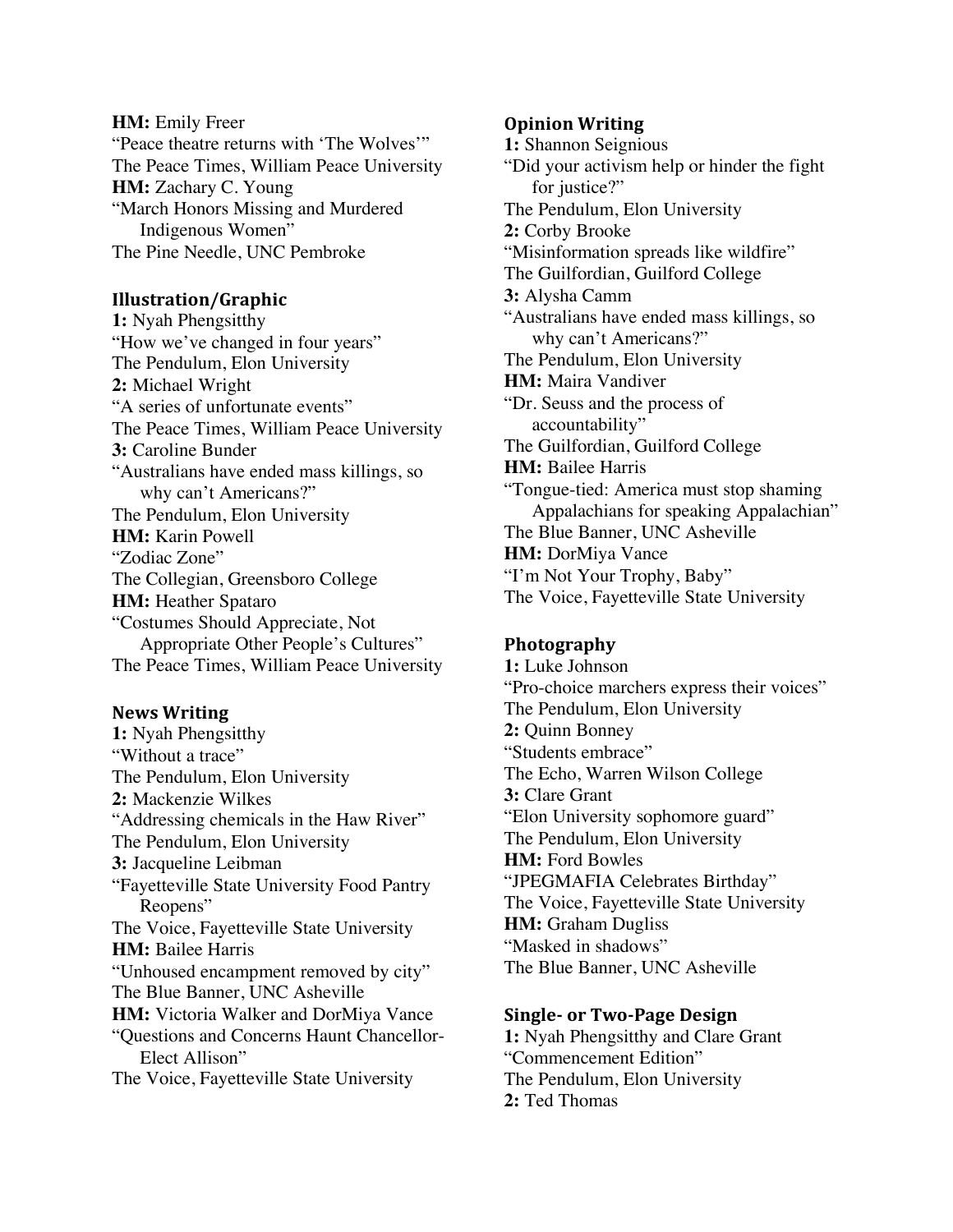**HM:** Emily Freer
"Peace theatre returns with 'The Wolves'"
The Peace Times, William Peace University
**HM:** Zachary C. Young
"March Honors Missing and Murdered Indigenous Women"
The Pine Needle, UNC Pembroke

### Illustration/Graphic

**1:** Nyah Phengsitthy
"How we've changed in four years"
The Pendulum, Elon University
**2:** Michael Wright
"A series of unfortunate events"
The Peace Times, William Peace University
**3:** Caroline Bunder
"Australians have ended mass killings, so why can't Americans?"
The Pendulum, Elon University
**HM:** Karin Powell
"Zodiac Zone"
The Collegian, Greensboro College
**HM:** Heather Spataro
"Costumes Should Appreciate, Not Appropriate Other People's Cultures"
The Peace Times, William Peace University

### News Writing

**1:** Nyah Phengsitthy
"Without a trace"
The Pendulum, Elon University
**2:** Mackenzie Wilkes
"Addressing chemicals in the Haw River"
The Pendulum, Elon University
**3:** Jacqueline Leibman
"Fayetteville State University Food Pantry Reopens"
The Voice, Fayetteville State University
**HM:** Bailee Harris
"Unhoused encampment removed by city"
The Blue Banner, UNC Asheville
**HM:** Victoria Walker and DorMiya Vance
"Questions and Concerns Haunt Chancellor-Elect Allison"
The Voice, Fayetteville State University

### Opinion Writing

**1:** Shannon Seignious
"Did your activism help or hinder the fight for justice?"
The Pendulum, Elon University
**2:** Corby Brooke
"Misinformation spreads like wildfire"
The Guilfordian, Guilford College
**3:** Alysha Camm
"Australians have ended mass killings, so why can't Americans?"
The Pendulum, Elon University
**HM:** Maira Vandiver
"Dr. Seuss and the process of accountability"
The Guilfordian, Guilford College
**HM:** Bailee Harris
"Tongue-tied: America must stop shaming Appalachians for speaking Appalachian"
The Blue Banner, UNC Asheville
**HM:** DorMiya Vance
"I'm Not Your Trophy, Baby"
The Voice, Fayetteville State University

### Photography

**1:** Luke Johnson
"Pro-choice marchers express their voices"
The Pendulum, Elon University
**2:** Quinn Bonney
"Students embrace"
The Echo, Warren Wilson College
**3:** Clare Grant
"Elon University sophomore guard"
The Pendulum, Elon University
**HM:** Ford Bowles
"JPEGMAFIA Celebrates Birthday"
The Voice, Fayetteville State University
**HM:** Graham Dugliss
"Masked in shadows"
The Blue Banner, UNC Asheville

### Single- or Two-Page Design

**1:** Nyah Phengsitthy and Clare Grant
"Commencement Edition"
The Pendulum, Elon University
**2:** Ted Thomas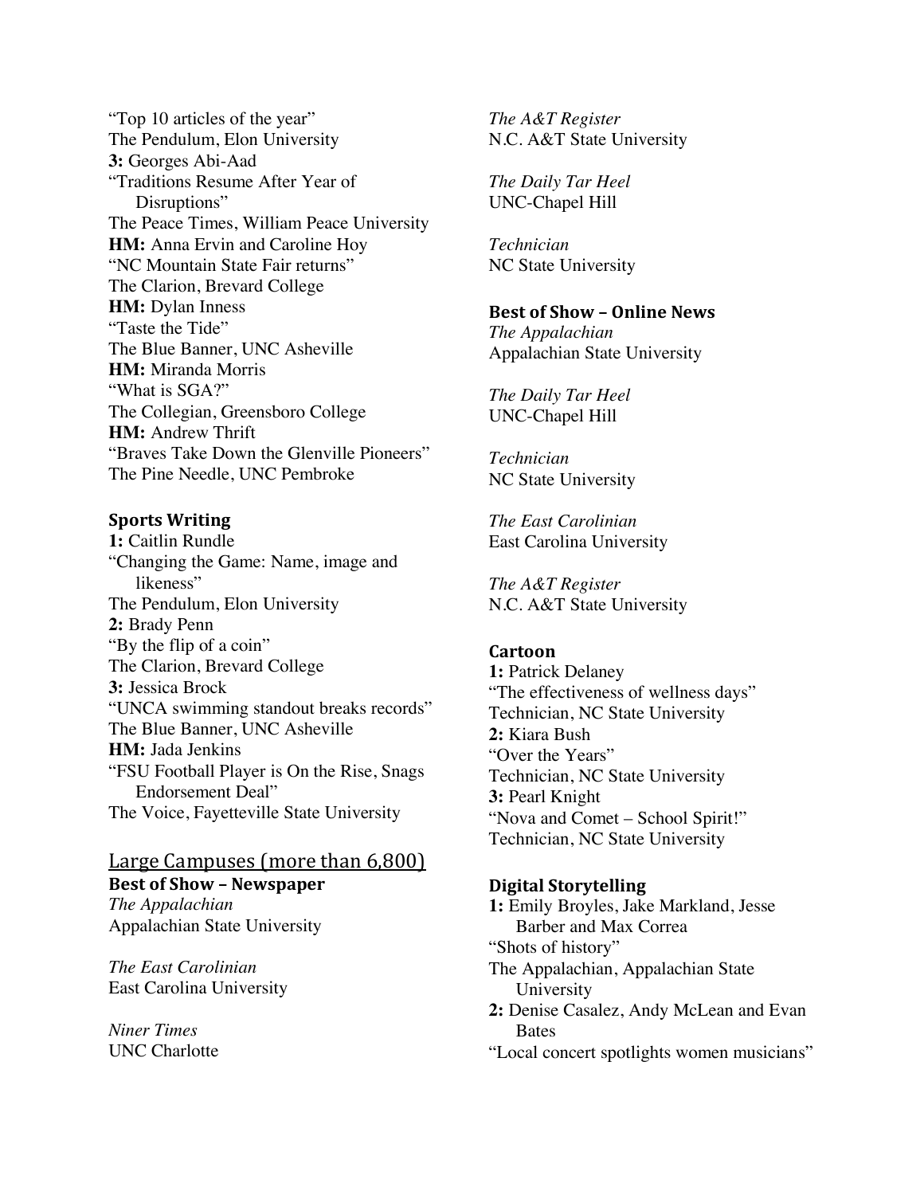"Top 10 articles of the year"
The Pendulum, Elon University

**3:** Georges Abi-Aad
"Traditions Resume After Year of Disruptions"
The Peace Times, William Peace University

**HM:** Anna Ervin and Caroline Hoy
"NC Mountain State Fair returns"
The Clarion, Brevard College

**HM:** Dylan Inness
"Taste the Tide"
The Blue Banner, UNC Asheville

**HM:** Miranda Morris
"What is SGA?"
The Collegian, Greensboro College

**HM:** Andrew Thrift
"Braves Take Down the Glenville Pioneers"
The Pine Needle, UNC Pembroke

### Sports Writing

**1:** Caitlin Rundle
"Changing the Game: Name, image and likeness"
The Pendulum, Elon University

**2:** Brady Penn
"By the flip of a coin"
The Clarion, Brevard College

**3:** Jessica Brock
"UNCA swimming standout breaks records"
The Blue Banner, UNC Asheville

**HM:** Jada Jenkins
"FSU Football Player is On the Rise, Snags Endorsement Deal"
The Voice, Fayetteville State University

## Large Campuses (more than 6,800)

### Best of Show – Newspaper

*The Appalachian*
Appalachian State University

*The East Carolinian*
East Carolina University

*Niner Times*
UNC Charlotte

*The A&T Register*
N.C. A&T State University

*The Daily Tar Heel*
UNC-Chapel Hill

*Technician*
NC State University

### Best of Show – Online News

*The Appalachian*
Appalachian State University

*The Daily Tar Heel*
UNC-Chapel Hill

*Technician*
NC State University

*The East Carolinian*
East Carolina University

*The A&T Register*
N.C. A&T State University

### Cartoon

**1:** Patrick Delaney
"The effectiveness of wellness days"
Technician, NC State University

**2:** Kiara Bush
"Over the Years"
Technician, NC State University

**3:** Pearl Knight
"Nova and Comet – School Spirit!"
Technician, NC State University

### Digital Storytelling

**1:** Emily Broyles, Jake Markland, Jesse Barber and Max Correa
"Shots of history"
The Appalachian, Appalachian State University

**2:** Denise Casalez, Andy McLean and Evan Bates
"Local concert spotlights women musicians"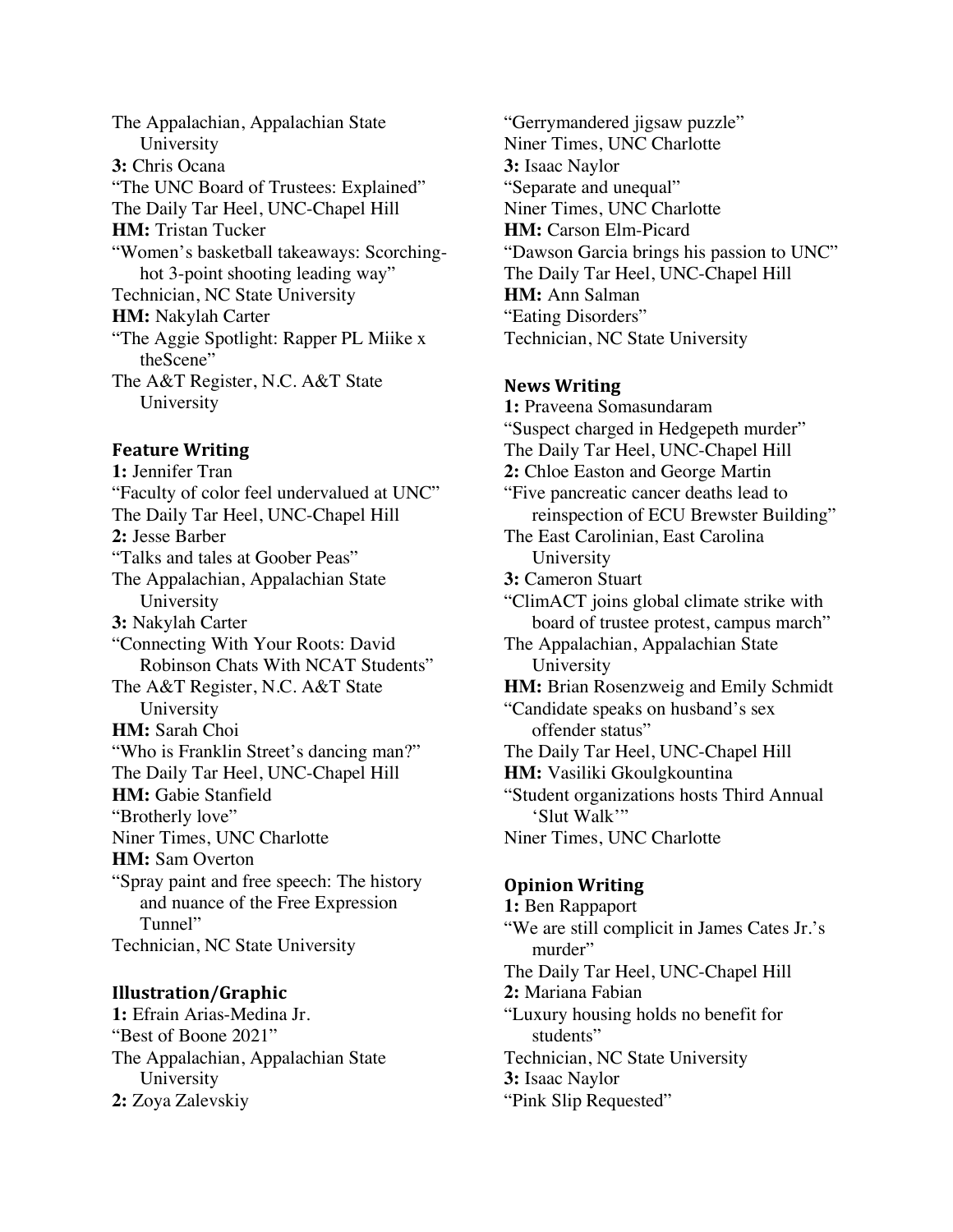The Appalachian, Appalachian State University
**3:** Chris Ocana
"The UNC Board of Trustees: Explained"
The Daily Tar Heel, UNC-Chapel Hill
**HM:** Tristan Tucker
"Women's basketball takeaways: Scorching-hot 3-point shooting leading way"
Technician, NC State University
**HM:** Nakylah Carter
"The Aggie Spotlight: Rapper PL Miike x theScene"
The A&T Register, N.C. A&T State University

### Feature Writing

**1:** Jennifer Tran
"Faculty of color feel undervalued at UNC"
The Daily Tar Heel, UNC-Chapel Hill
**2:** Jesse Barber
"Talks and tales at Goober Peas"
The Appalachian, Appalachian State University
**3:** Nakylah Carter
"Connecting With Your Roots: David Robinson Chats With NCAT Students"
The A&T Register, N.C. A&T State University
**HM:** Sarah Choi
"Who is Franklin Street's dancing man?"
The Daily Tar Heel, UNC-Chapel Hill
**HM:** Gabie Stanfield
"Brotherly love"
Niner Times, UNC Charlotte
**HM:** Sam Overton
"Spray paint and free speech: The history and nuance of the Free Expression Tunnel"
Technician, NC State University

### Illustration/Graphic

**1:** Efrain Arias-Medina Jr.
"Best of Boone 2021"
The Appalachian, Appalachian State University
**2:** Zoya Zalevskiy
"Gerrymandered jigsaw puzzle"
Niner Times, UNC Charlotte
**3:** Isaac Naylor
"Separate and unequal"
Niner Times, UNC Charlotte
**HM:** Carson Elm-Picard
"Dawson Garcia brings his passion to UNC"
The Daily Tar Heel, UNC-Chapel Hill
**HM:** Ann Salman
"Eating Disorders"
Technician, NC State University

### News Writing

**1:** Praveena Somasundaram
"Suspect charged in Hedgepeth murder"
The Daily Tar Heel, UNC-Chapel Hill
**2:** Chloe Easton and George Martin
"Five pancreatic cancer deaths lead to reinspection of ECU Brewster Building"
The East Carolinian, East Carolina University
**3:** Cameron Stuart
"ClimACT joins global climate strike with board of trustee protest, campus march"
The Appalachian, Appalachian State University
**HM:** Brian Rosenzweig and Emily Schmidt
"Candidate speaks on husband's sex offender status"
The Daily Tar Heel, UNC-Chapel Hill
**HM:** Vasiliki Gkoulgkountina
"Student organizations hosts Third Annual 'Slut Walk'"
Niner Times, UNC Charlotte

### Opinion Writing

**1:** Ben Rappaport
"We are still complicit in James Cates Jr.'s murder"
The Daily Tar Heel, UNC-Chapel Hill
**2:** Mariana Fabian
"Luxury housing holds no benefit for students"
Technician, NC State University
**3:** Isaac Naylor
"Pink Slip Requested"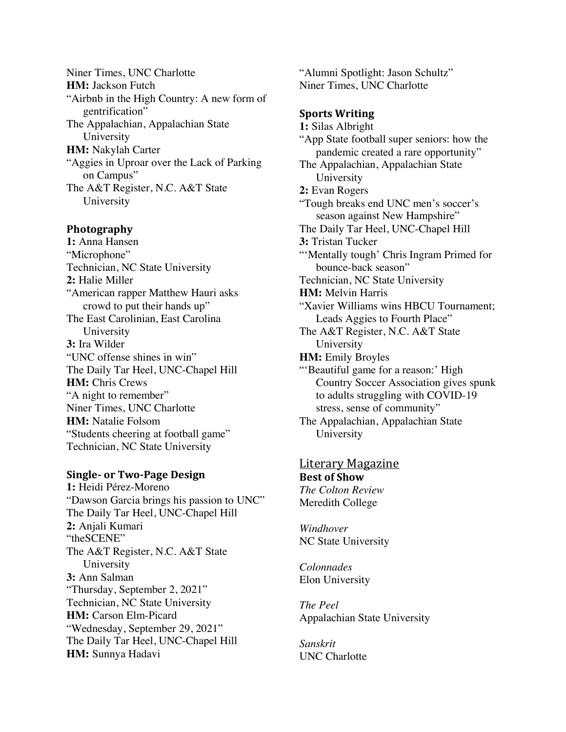Niner Times, UNC Charlotte
**HM:** Jackson Futch
"Airbnb in the High Country: A new form of gentrification"
The Appalachian, Appalachian State University
**HM:** Nakylah Carter
"Aggies in Uproar over the Lack of Parking on Campus"
The A&T Register, N.C. A&T State University

### Photography

**1:** Anna Hansen
"Microphone"
Technician, NC State University
**2:** Halie Miller
"American rapper Matthew Hauri asks crowd to put their hands up"
The East Carolinian, East Carolina University
**3:** Ira Wilder
"UNC offense shines in win"
The Daily Tar Heel, UNC-Chapel Hill
**HM:** Chris Crews
"A night to remember"
Niner Times, UNC Charlotte
**HM:** Natalie Folsom
"Students cheering at football game"
Technician, NC State University

### Single- or Two-Page Design

**1:** Heidi Pérez-Moreno
"Dawson Garcia brings his passion to UNC"
The Daily Tar Heel, UNC-Chapel Hill
**2:** Anjali Kumari
"theSCENE"
The A&T Register, N.C. A&T State University
**3:** Ann Salman
"Thursday, September 2, 2021"
Technician, NC State University
**HM:** Carson Elm-Picard
"Wednesday, September 29, 2021"
The Daily Tar Heel, UNC-Chapel Hill
**HM:** Sunnya Hadavi
"Alumni Spotlight: Jason Schultz"
Niner Times, UNC Charlotte

### Sports Writing

**1:** Silas Albright
"App State football super seniors: how the pandemic created a rare opportunity"
The Appalachian, Appalachian State University
**2:** Evan Rogers
"Tough breaks end UNC men's soccer's season against New Hampshire"
The Daily Tar Heel, UNC-Chapel Hill
**3:** Tristan Tucker
"'Mentally tough' Chris Ingram Primed for bounce-back season"
Technician, NC State University
**HM:** Melvin Harris
"Xavier Williams wins HBCU Tournament; Leads Aggies to Fourth Place"
The A&T Register, N.C. A&T State University
**HM:** Emily Broyles
"'Beautiful game for a reason:' High Country Soccer Association gives spunk to adults struggling with COVID-19 stress, sense of community"
The Appalachian, Appalachian State University

## Literary Magazine

### Best of Show

*The Colton Review*
Meredith College

*Windhover*
NC State University

*Colonnades*
Elon University

*The Peel*
Appalachian State University

*Sanskrit*
UNC Charlotte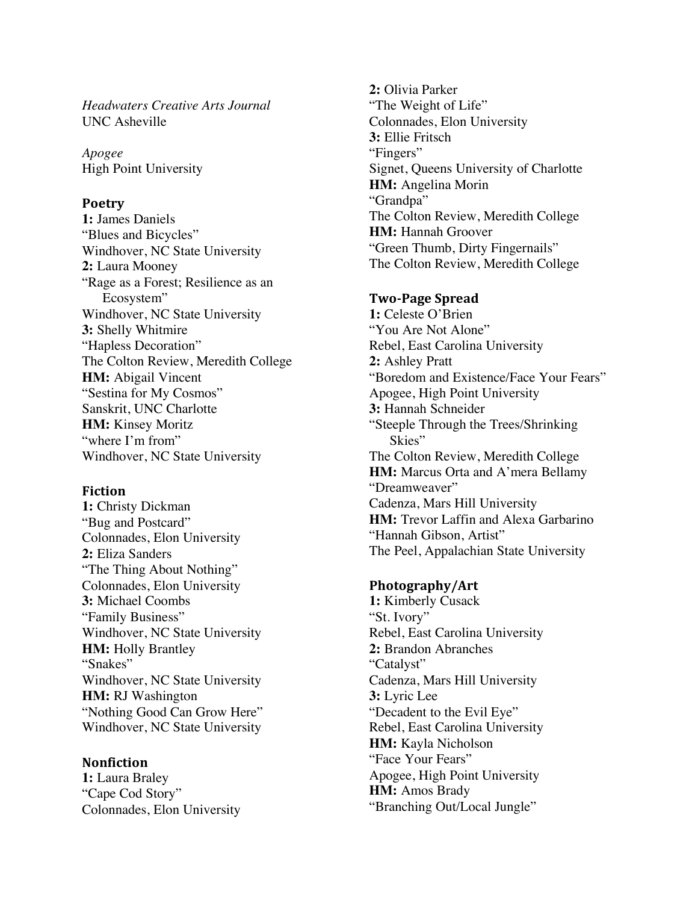*Headwaters Creative Arts Journal*
UNC Asheville

*Apogee*
High Point University

### Poetry

**1:** James Daniels
"Blues and Bicycles"
Windhover, NC State University
**2:** Laura Mooney
"Rage as a Forest; Resilience as an Ecosystem"
Windhover, NC State University
**3:** Shelly Whitmire
"Hapless Decoration"
The Colton Review, Meredith College
**HM:** Abigail Vincent
"Sestina for My Cosmos"
Sanskrit, UNC Charlotte
**HM:** Kinsey Moritz
"where I'm from"
Windhover, NC State University

### Fiction

**1:** Christy Dickman
"Bug and Postcard"
Colonnades, Elon University
**2:** Eliza Sanders
"The Thing About Nothing"
Colonnades, Elon University
**3:** Michael Coombs
"Family Business"
Windhover, NC State University
**HM:** Holly Brantley
"Snakes"
Windhover, NC State University
**HM:** RJ Washington
"Nothing Good Can Grow Here"
Windhover, NC State University

### Nonfiction

**1:** Laura Braley
"Cape Cod Story"
Colonnades, Elon University
**2:** Olivia Parker
"The Weight of Life"
Colonnades, Elon University
**3:** Ellie Fritsch
"Fingers"
Signet, Queens University of Charlotte
**HM:** Angelina Morin
"Grandpa"
The Colton Review, Meredith College
**HM:** Hannah Groover
"Green Thumb, Dirty Fingernails"
The Colton Review, Meredith College

### Two-Page Spread

**1:** Celeste O'Brien
"You Are Not Alone"
Rebel, East Carolina University
**2:** Ashley Pratt
"Boredom and Existence/Face Your Fears"
Apogee, High Point University
**3:** Hannah Schneider
"Steeple Through the Trees/Shrinking Skies"
The Colton Review, Meredith College
**HM:** Marcus Orta and A'mera Bellamy
"Dreamweaver"
Cadenza, Mars Hill University
**HM:** Trevor Laffin and Alexa Garbarino
"Hannah Gibson, Artist"
The Peel, Appalachian State University

### Photography/Art

**1:** Kimberly Cusack
"St. Ivory"
Rebel, East Carolina University
**2:** Brandon Abranches
"Catalyst"
Cadenza, Mars Hill University
**3:** Lyric Lee
"Decadent to the Evil Eye"
Rebel, East Carolina University
**HM:** Kayla Nicholson
"Face Your Fears"
Apogee, High Point University
**HM:** Amos Brady
"Branching Out/Local Jungle"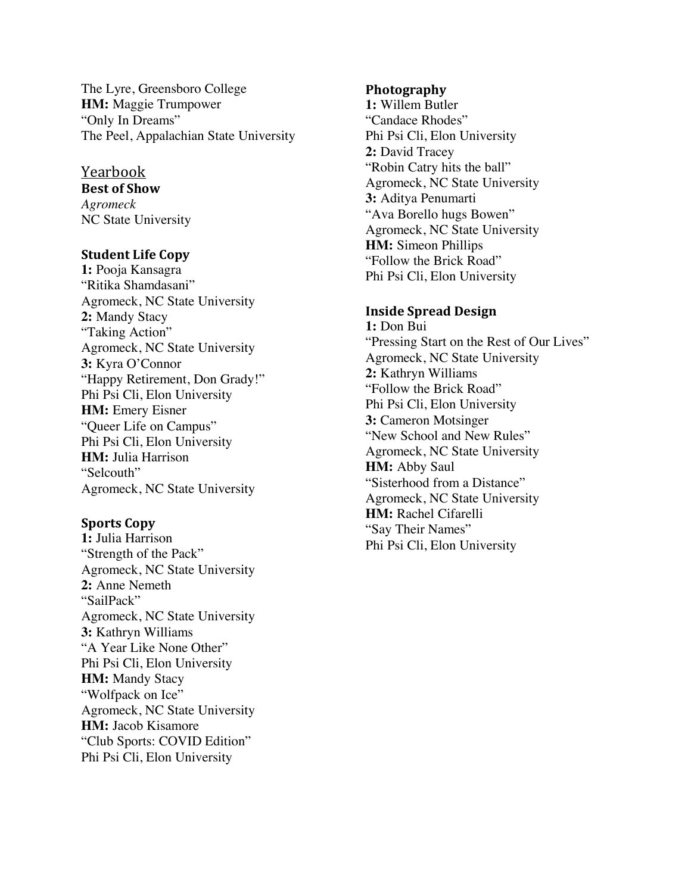The Lyre, Greensboro College
**HM:** Maggie Trumpower
"Only In Dreams"
The Peel, Appalachian State University

## Yearbook

### Best of Show

*Agromeck*
NC State University

### Student Life Copy

**1:** Pooja Kansagra
"Ritika Shamdasani"
Agromeck, NC State University
**2:** Mandy Stacy
"Taking Action"
Agromeck, NC State University
**3:** Kyra O'Connor
"Happy Retirement, Don Grady!"
Phi Psi Cli, Elon University
**HM:** Emery Eisner
"Queer Life on Campus"
Phi Psi Cli, Elon University
**HM:** Julia Harrison
"Selcouth"
Agromeck, NC State University

### Sports Copy

**1:** Julia Harrison
"Strength of the Pack"
Agromeck, NC State University
**2:** Anne Nemeth
"SailPack"
Agromeck, NC State University
**3:** Kathryn Williams
"A Year Like None Other"
Phi Psi Cli, Elon University
**HM:** Mandy Stacy
"Wolfpack on Ice"
Agromeck, NC State University
**HM:** Jacob Kisamore
"Club Sports: COVID Edition"
Phi Psi Cli, Elon University

### Photography

**1:** Willem Butler
"Candace Rhodes"
Phi Psi Cli, Elon University
**2:** David Tracey
"Robin Catry hits the ball"
Agromeck, NC State University
**3:** Aditya Penumarti
"Ava Borello hugs Bowen"
Agromeck, NC State University
**HM:** Simeon Phillips
"Follow the Brick Road"
Phi Psi Cli, Elon University

### Inside Spread Design

**1:** Don Bui
"Pressing Start on the Rest of Our Lives"
Agromeck, NC State University
**2:** Kathryn Williams
"Follow the Brick Road"
Phi Psi Cli, Elon University
**3:** Cameron Motsinger
"New School and New Rules"
Agromeck, NC State University
**HM:** Abby Saul
"Sisterhood from a Distance"
Agromeck, NC State University
**HM:** Rachel Cifarelli
"Say Their Names"
Phi Psi Cli, Elon University